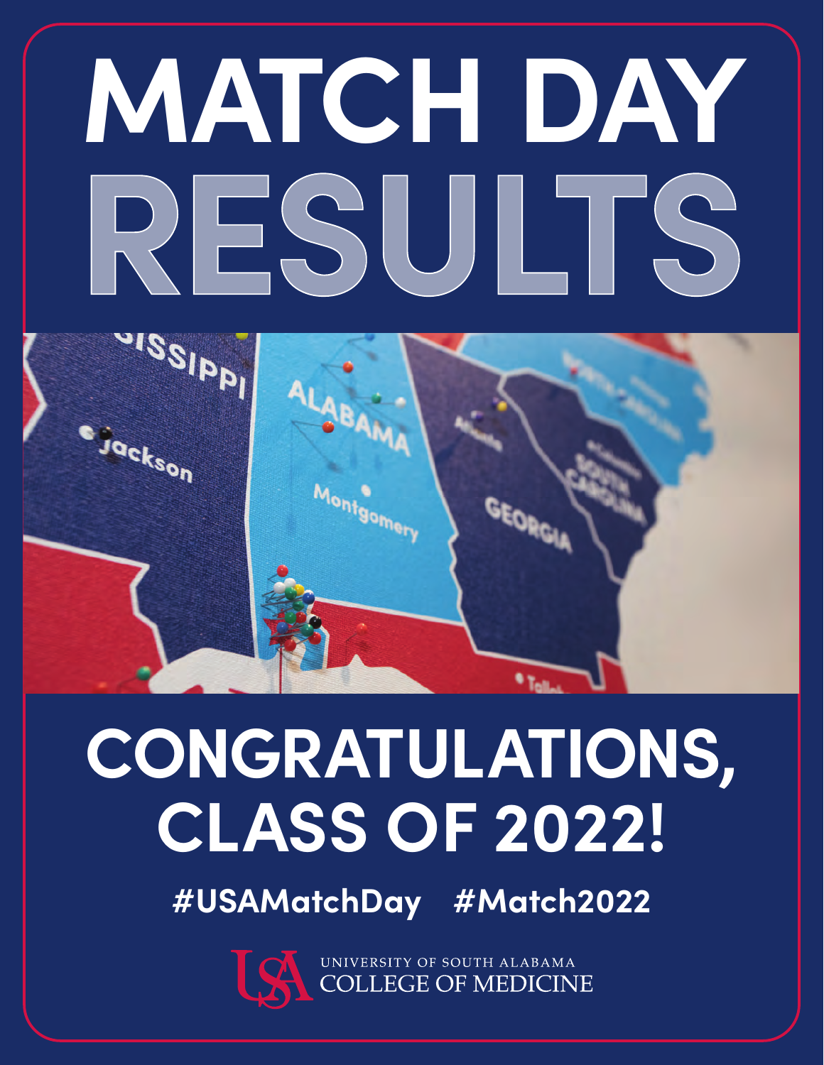# MATCH DAY RESULTS

# CONGRATULATIONS, CLASS OF 2022!

#USAMatchDay #Match2022

UNIVERSITY OF SOUTH ALABAMA
COLLEGE OF MEDICINE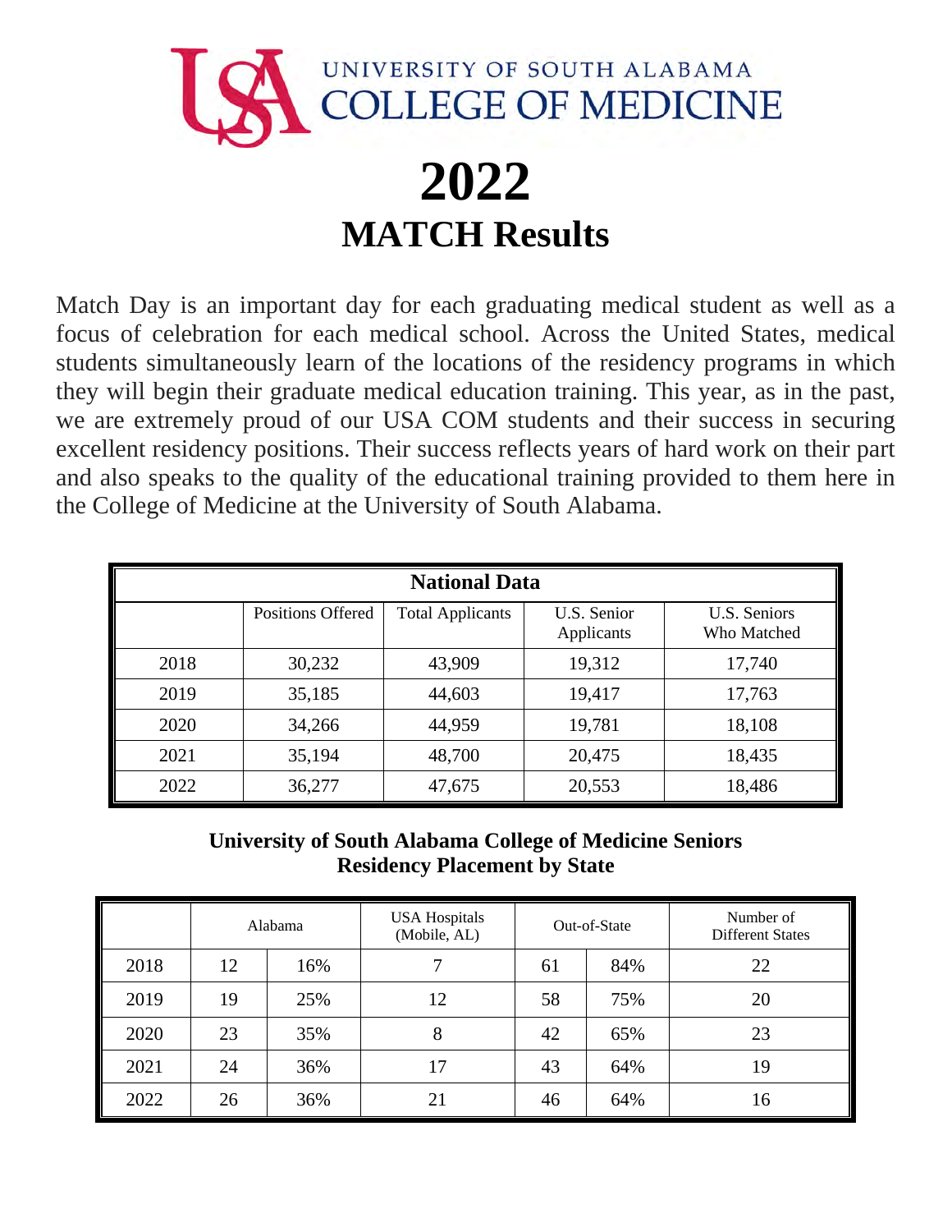UNIVERSITY OF SOUTH ALABAMA
COLLEGE OF MEDICINE

# 2022

## MATCH Results

Match Day is an important day for each graduating medical student as well as a focus of celebration for each medical school. Across the United States, medical students simultaneously learn of the locations of the residency programs in which they will begin their graduate medical education training. This year, as in the past, we are extremely proud of our USA COM students and their success in securing excellent residency positions. Their success reflects years of hard work on their part and also speaks to the quality of the educational training provided to them here in the College of Medicine at the University of South Alabama.

**National Data**

| | Positions Offered | Total Applicants | U.S. Senior Applicants | U.S. Seniors Who Matched |
|---|---|---|---|---|
| 2018 | 30,232 | 43,909 | 19,312 | 17,740 |
| 2019 | 35,185 | 44,603 | 19,417 | 17,763 |
| 2020 | 34,266 | 44,959 | 19,781 | 18,108 |
| 2021 | 35,194 | 48,700 | 20,475 | 18,435 |
| 2022 | 36,277 | 47,675 | 20,553 | 18,486 |

**University of South Alabama College of Medicine Seniors Residency Placement by State**

| | Alabama | | USA Hospitals (Mobile, AL) | Out-of-State | | Number of Different States |
|---|---|---|---|---|---|---|
| 2018 | 12 | 16% | 7 | 61 | 84% | 22 |
| 2019 | 19 | 25% | 12 | 58 | 75% | 20 |
| 2020 | 23 | 35% | 8 | 42 | 65% | 23 |
| 2021 | 24 | 36% | 17 | 43 | 64% | 19 |
| 2022 | 26 | 36% | 21 | 46 | 64% | 16 |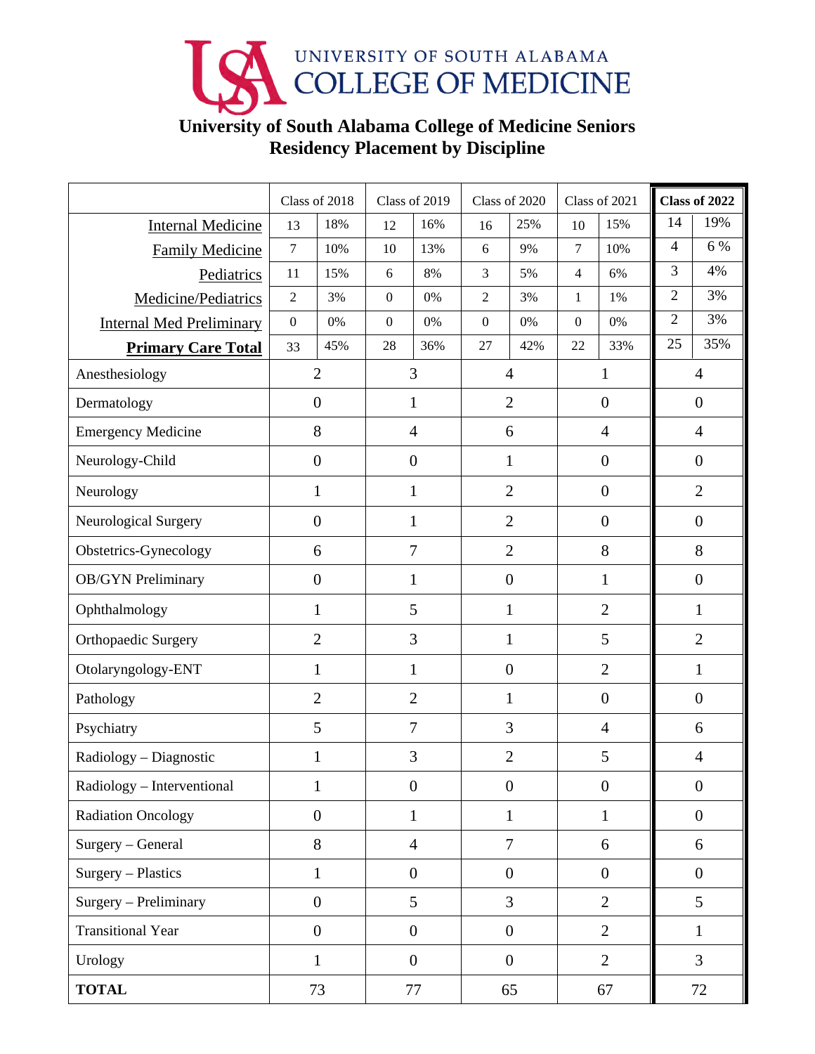UNIVERSITY OF SOUTH ALABAMA
COLLEGE OF MEDICINE

# University of South Alabama College of Medicine Seniors
## Residency Placement by Discipline

| | Class of 2018 | | Class of 2019 | | Class of 2020 | | Class of 2021 | | **Class of 2022** | |
|---|---|---|---|---|---|---|---|---|---|---|
| Internal Medicine | 13 | 18% | 12 | 16% | 16 | 25% | 10 | 15% | 14 | 19% |
| Family Medicine | 7 | 10% | 10 | 13% | 6 | 9% | 7 | 10% | 4 | 6 % |
| Pediatrics | 11 | 15% | 6 | 8% | 3 | 5% | 4 | 6% | 3 | 4% |
| Medicine/Pediatrics | 2 | 3% | 0 | 0% | 2 | 3% | 1 | 1% | 2 | 3% |
| Internal Med Preliminary | 0 | 0% | 0 | 0% | 0 | 0% | 0 | 0% | 2 | 3% |
| **Primary Care Total** | 33 | 45% | 28 | 36% | 27 | 42% | 22 | 33% | 25 | 35% |
| Anesthesiology | 2 | | 3 | | 4 | | 1 | | 4 | |
| Dermatology | 0 | | 1 | | 2 | | 0 | | 0 | |
| Emergency Medicine | 8 | | 4 | | 6 | | 4 | | 4 | |
| Neurology-Child | 0 | | 0 | | 1 | | 0 | | 0 | |
| Neurology | 1 | | 1 | | 2 | | 0 | | 2 | |
| Neurological Surgery | 0 | | 1 | | 2 | | 0 | | 0 | |
| Obstetrics-Gynecology | 6 | | 7 | | 2 | | 8 | | 8 | |
| OB/GYN Preliminary | 0 | | 1 | | 0 | | 1 | | 0 | |
| Ophthalmology | 1 | | 5 | | 1 | | 2 | | 1 | |
| Orthopaedic Surgery | 2 | | 3 | | 1 | | 5 | | 2 | |
| Otolaryngology-ENT | 1 | | 1 | | 0 | | 2 | | 1 | |
| Pathology | 2 | | 2 | | 1 | | 0 | | 0 | |
| Psychiatry | 5 | | 7 | | 3 | | 4 | | 6 | |
| Radiology – Diagnostic | 1 | | 3 | | 2 | | 5 | | 4 | |
| Radiology – Interventional | 1 | | 0 | | 0 | | 0 | | 0 | |
| Radiation Oncology | 0 | | 1 | | 1 | | 1 | | 0 | |
| Surgery – General | 8 | | 4 | | 7 | | 6 | | 6 | |
| Surgery – Plastics | 1 | | 0 | | 0 | | 0 | | 0 | |
| Surgery – Preliminary | 0 | | 5 | | 3 | | 2 | | 5 | |
| Transitional Year | 0 | | 0 | | 0 | | 2 | | 1 | |
| Urology | 1 | | 0 | | 0 | | 2 | | 3 | |
| **TOTAL** | 73 | | 77 | | 65 | | 67 | | 72 | |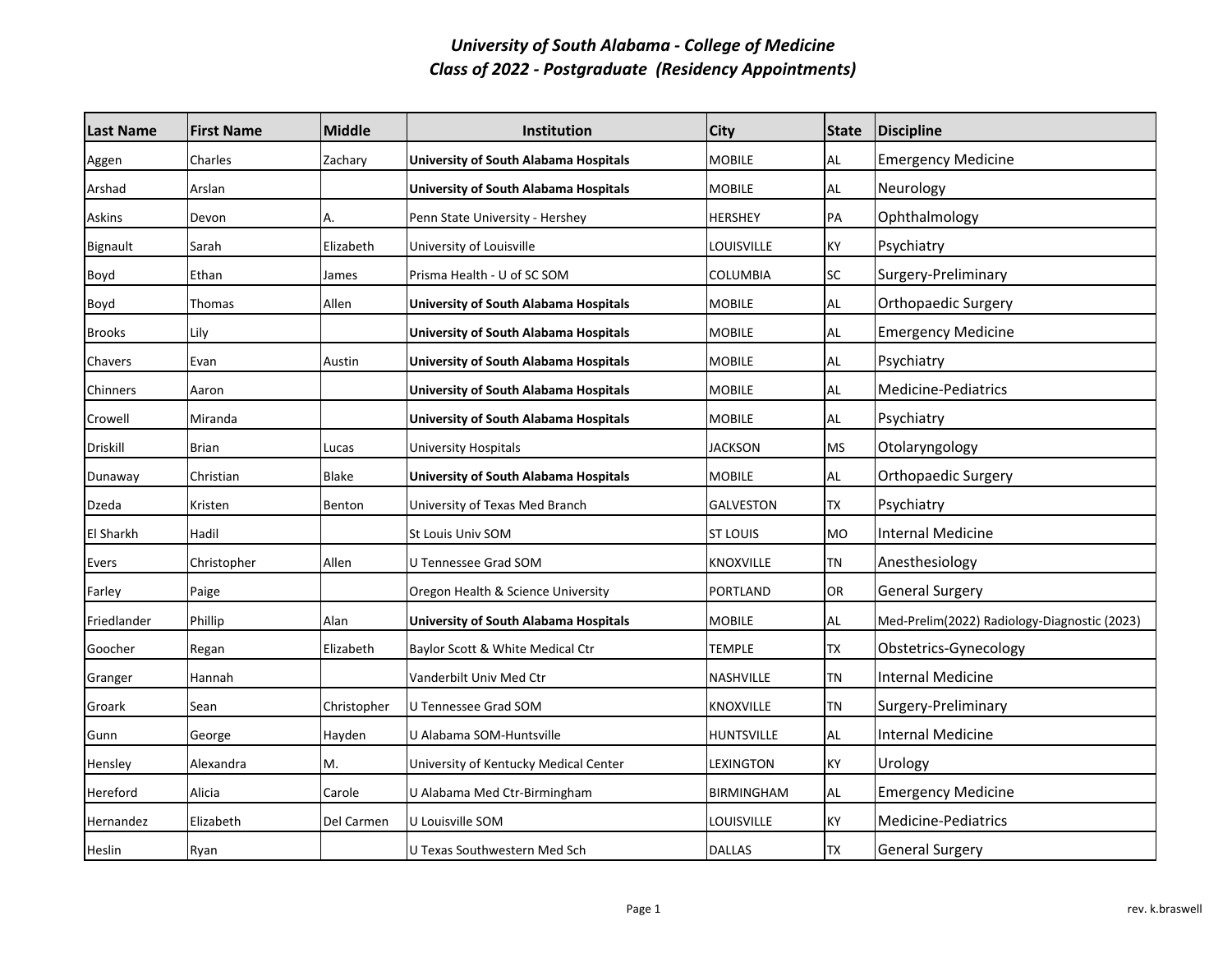# *University of South Alabama - College of Medicine*
## *Class of 2022 - Postgraduate (Residency Appointments)*

| Last Name | First Name | Middle | Institution | City | State | Discipline |
|---|---|---|---|---|---|---|
| Aggen | Charles | Zachary | **University of South Alabama Hospitals** | MOBILE | AL | Emergency Medicine |
| Arshad | Arslan | | **University of South Alabama Hospitals** | MOBILE | AL | Neurology |
| Askins | Devon | A. | Penn State University - Hershey | HERSHEY | PA | Ophthalmology |
| Bignault | Sarah | Elizabeth | University of Louisville | LOUISVILLE | KY | Psychiatry |
| Boyd | Ethan | James | Prisma Health - U of SC SOM | COLUMBIA | SC | Surgery-Preliminary |
| Boyd | Thomas | Allen | **University of South Alabama Hospitals** | MOBILE | AL | Orthopaedic Surgery |
| Brooks | Lily | | **University of South Alabama Hospitals** | MOBILE | AL | Emergency Medicine |
| Chavers | Evan | Austin | **University of South Alabama Hospitals** | MOBILE | AL | Psychiatry |
| Chinners | Aaron | | **University of South Alabama Hospitals** | MOBILE | AL | Medicine-Pediatrics |
| Crowell | Miranda | | **University of South Alabama Hospitals** | MOBILE | AL | Psychiatry |
| Driskill | Brian | Lucas | University Hospitals | JACKSON | MS | Otolaryngology |
| Dunaway | Christian | Blake | **University of South Alabama Hospitals** | MOBILE | AL | Orthopaedic Surgery |
| Dzeda | Kristen | Benton | University of Texas Med Branch | GALVESTON | TX | Psychiatry |
| El Sharkh | Hadil | | St Louis Univ SOM | ST LOUIS | MO | Internal Medicine |
| Evers | Christopher | Allen | U Tennessee Grad SOM | KNOXVILLE | TN | Anesthesiology |
| Farley | Paige | | Oregon Health & Science University | PORTLAND | OR | General Surgery |
| Friedlander | Phillip | Alan | **University of South Alabama Hospitals** | MOBILE | AL | Med-Prelim(2022) Radiology-Diagnostic (2023) |
| Goocher | Regan | Elizabeth | Baylor Scott & White Medical Ctr | TEMPLE | TX | Obstetrics-Gynecology |
| Granger | Hannah | | Vanderbilt Univ Med Ctr | NASHVILLE | TN | Internal Medicine |
| Groark | Sean | Christopher | U Tennessee Grad SOM | KNOXVILLE | TN | Surgery-Preliminary |
| Gunn | George | Hayden | U Alabama SOM-Huntsville | HUNTSVILLE | AL | Internal Medicine |
| Hensley | Alexandra | M. | University of Kentucky Medical Center | LEXINGTON | KY | Urology |
| Hereford | Alicia | Carole | U Alabama Med Ctr-Birmingham | BIRMINGHAM | AL | Emergency Medicine |
| Hernandez | Elizabeth | Del Carmen | U Louisville SOM | LOUISVILLE | KY | Medicine-Pediatrics |
| Heslin | Ryan | | U Texas Southwestern Med Sch | DALLAS | TX | General Surgery |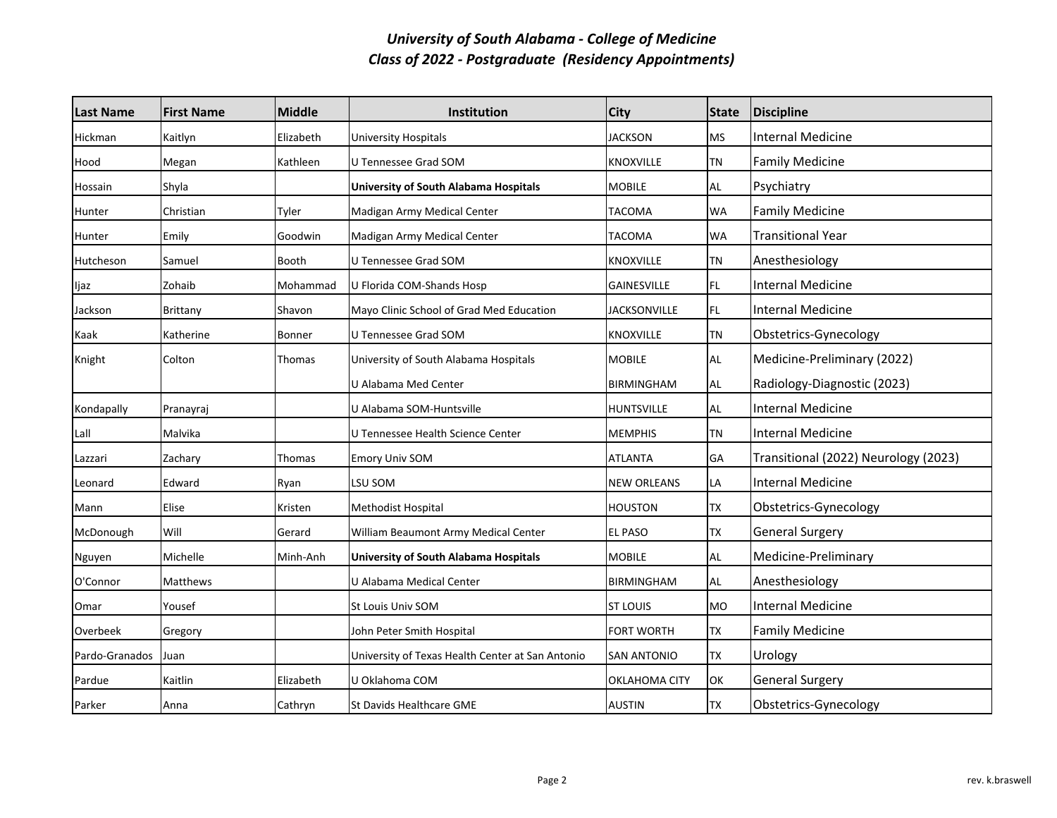***University of South Alabama - College of Medicine***
***Class of 2022 - Postgraduate (Residency Appointments)***

| Last Name | First Name | Middle | Institution | City | State | Discipline |
|---|---|---|---|---|---|---|
| Hickman | Kaitlyn | Elizabeth | University Hospitals | JACKSON | MS | Internal Medicine |
| Hood | Megan | Kathleen | U Tennessee Grad SOM | KNOXVILLE | TN | Family Medicine |
| Hossain | Shyla | | **University of South Alabama Hospitals** | MOBILE | AL | Psychiatry |
| Hunter | Christian | Tyler | Madigan Army Medical Center | TACOMA | WA | Family Medicine |
| Hunter | Emily | Goodwin | Madigan Army Medical Center | TACOMA | WA | Transitional Year |
| Hutcheson | Samuel | Booth | U Tennessee Grad SOM | KNOXVILLE | TN | Anesthesiology |
| Ijaz | Zohaib | Mohammad | U Florida COM-Shands Hosp | GAINESVILLE | FL | Internal Medicine |
| Jackson | Brittany | Shavon | Mayo Clinic School of Grad Med Education | JACKSONVILLE | FL | Internal Medicine |
| Kaak | Katherine | Bonner | U Tennessee Grad SOM | KNOXVILLE | TN | Obstetrics-Gynecology |
| Knight | Colton | Thomas | University of South Alabama Hospitals | MOBILE | AL | Medicine-Preliminary (2022) |
| | | | U Alabama Med Center | BIRMINGHAM | AL | Radiology-Diagnostic (2023) |
| Kondapally | Pranayraj | | U Alabama SOM-Huntsville | HUNTSVILLE | AL | Internal Medicine |
| Lall | Malvika | | U Tennessee Health Science Center | MEMPHIS | TN | Internal Medicine |
| Lazzari | Zachary | Thomas | Emory Univ SOM | ATLANTA | GA | Transitional (2022) Neurology (2023) |
| Leonard | Edward | Ryan | LSU SOM | NEW ORLEANS | LA | Internal Medicine |
| Mann | Elise | Kristen | Methodist Hospital | HOUSTON | TX | Obstetrics-Gynecology |
| McDonough | Will | Gerard | William Beaumont Army Medical Center | EL PASO | TX | General Surgery |
| Nguyen | Michelle | Minh-Anh | **University of South Alabama Hospitals** | MOBILE | AL | Medicine-Preliminary |
| O'Connor | Matthews | | U Alabama Medical Center | BIRMINGHAM | AL | Anesthesiology |
| Omar | Yousef | | St Louis Univ SOM | ST LOUIS | MO | Internal Medicine |
| Overbeek | Gregory | | John Peter Smith Hospital | FORT WORTH | TX | Family Medicine |
| Pardo-Granados | Juan | | University of Texas Health Center at San Antonio | SAN ANTONIO | TX | Urology |
| Pardue | Kaitlin | Elizabeth | U Oklahoma COM | OKLAHOMA CITY | OK | General Surgery |
| Parker | Anna | Cathryn | St Davids Healthcare GME | AUSTIN | TX | Obstetrics-Gynecology |

rev. k.braswell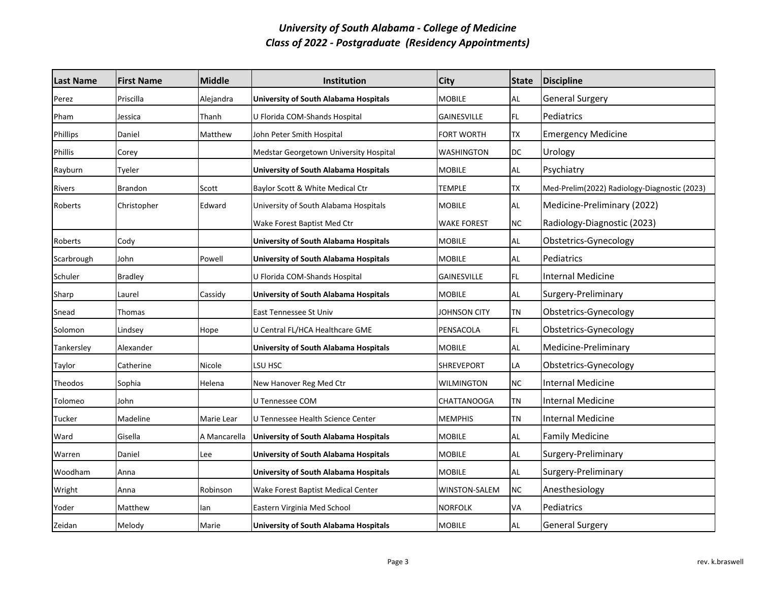## *University of South Alabama - College of Medicine*
## *Class of 2022 - Postgraduate (Residency Appointments)*

| Last Name | First Name | Middle | Institution | City | State | Discipline |
|---|---|---|---|---|---|---|
| Perez | Priscilla | Alejandra | **University of South Alabama Hospitals** | MOBILE | AL | General Surgery |
| Pham | Jessica | Thanh | U Florida COM-Shands Hospital | GAINESVILLE | FL | Pediatrics |
| Phillips | Daniel | Matthew | John Peter Smith Hospital | FORT WORTH | TX | Emergency Medicine |
| Phillis | Corey | | Medstar Georgetown University Hospital | WASHINGTON | DC | Urology |
| Rayburn | Tyeler | | **University of South Alabama Hospitals** | MOBILE | AL | Psychiatry |
| Rivers | Brandon | Scott | Baylor Scott & White Medical Ctr | TEMPLE | TX | Med-Prelim(2022) Radiology-Diagnostic (2023) |
| Roberts | Christopher | Edward | University of South Alabama Hospitals | MOBILE | AL | Medicine-Preliminary (2022) |
| | | | Wake Forest Baptist Med Ctr | WAKE FOREST | NC | Radiology-Diagnostic (2023) |
| Roberts | Cody | | **University of South Alabama Hospitals** | MOBILE | AL | Obstetrics-Gynecology |
| Scarbrough | John | Powell | **University of South Alabama Hospitals** | MOBILE | AL | Pediatrics |
| Schuler | Bradley | | U Florida COM-Shands Hospital | GAINESVILLE | FL | Internal Medicine |
| Sharp | Laurel | Cassidy | **University of South Alabama Hospitals** | MOBILE | AL | Surgery-Preliminary |
| Snead | Thomas | | East Tennessee St Univ | JOHNSON CITY | TN | Obstetrics-Gynecology |
| Solomon | Lindsey | Hope | U Central FL/HCA Healthcare GME | PENSACOLA | FL | Obstetrics-Gynecology |
| Tankersley | Alexander | | **University of South Alabama Hospitals** | MOBILE | AL | Medicine-Preliminary |
| Taylor | Catherine | Nicole | LSU HSC | SHREVEPORT | LA | Obstetrics-Gynecology |
| Theodos | Sophia | Helena | New Hanover Reg Med Ctr | WILMINGTON | NC | Internal Medicine |
| Tolomeo | John | | U Tennessee COM | CHATTANOOGA | TN | Internal Medicine |
| Tucker | Madeline | Marie Lear | U Tennessee Health Science Center | MEMPHIS | TN | Internal Medicine |
| Ward | Gisella | A Mancarella | **University of South Alabama Hospitals** | MOBILE | AL | Family Medicine |
| Warren | Daniel | Lee | **University of South Alabama Hospitals** | MOBILE | AL | Surgery-Preliminary |
| Woodham | Anna | | **University of South Alabama Hospitals** | MOBILE | AL | Surgery-Preliminary |
| Wright | Anna | Robinson | Wake Forest Baptist Medical Center | WINSTON-SALEM | NC | Anesthesiology |
| Yoder | Matthew | Ian | Eastern Virginia Med School | NORFOLK | VA | Pediatrics |
| Zeidan | Melody | Marie | **University of South Alabama Hospitals** | MOBILE | AL | General Surgery |

rev. k.braswell